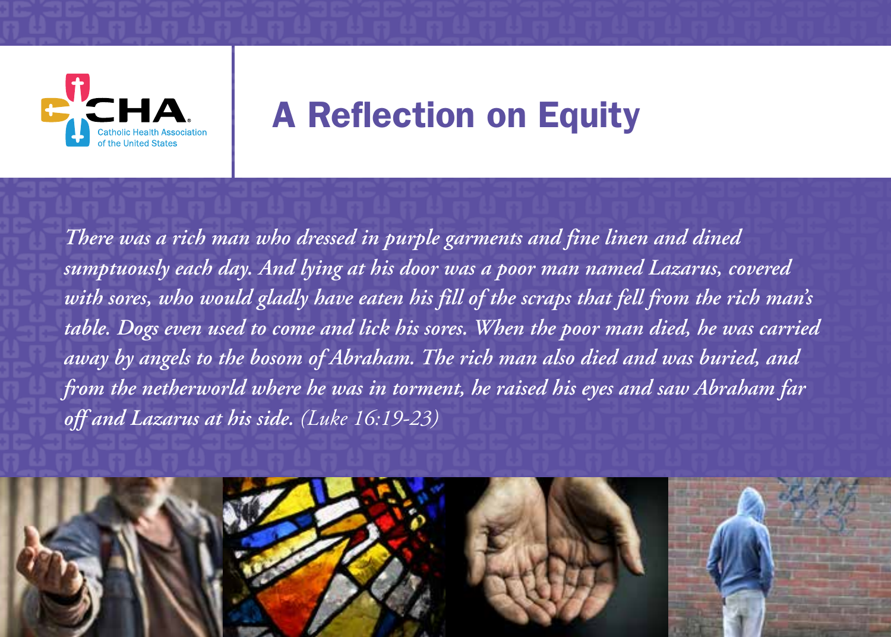Catholic Health Association of the United States

# A Reflection on Equity

*There was a rich man who dressed in purple garments and fine linen and dined sumptuously each day. And lying at his door was a poor man named Lazarus, covered with sores, who would gladly have eaten his fill of the scraps that fell from the rich man's table. Dogs even used to come and lick his sores. When the poor man died, he was carried away by angels to the bosom of Abraham. The rich man also died and was buried, and from the netherworld where he was in torment, he raised his eyes and saw Abraham far off and Lazarus at his side.* (Luke 16:19-23)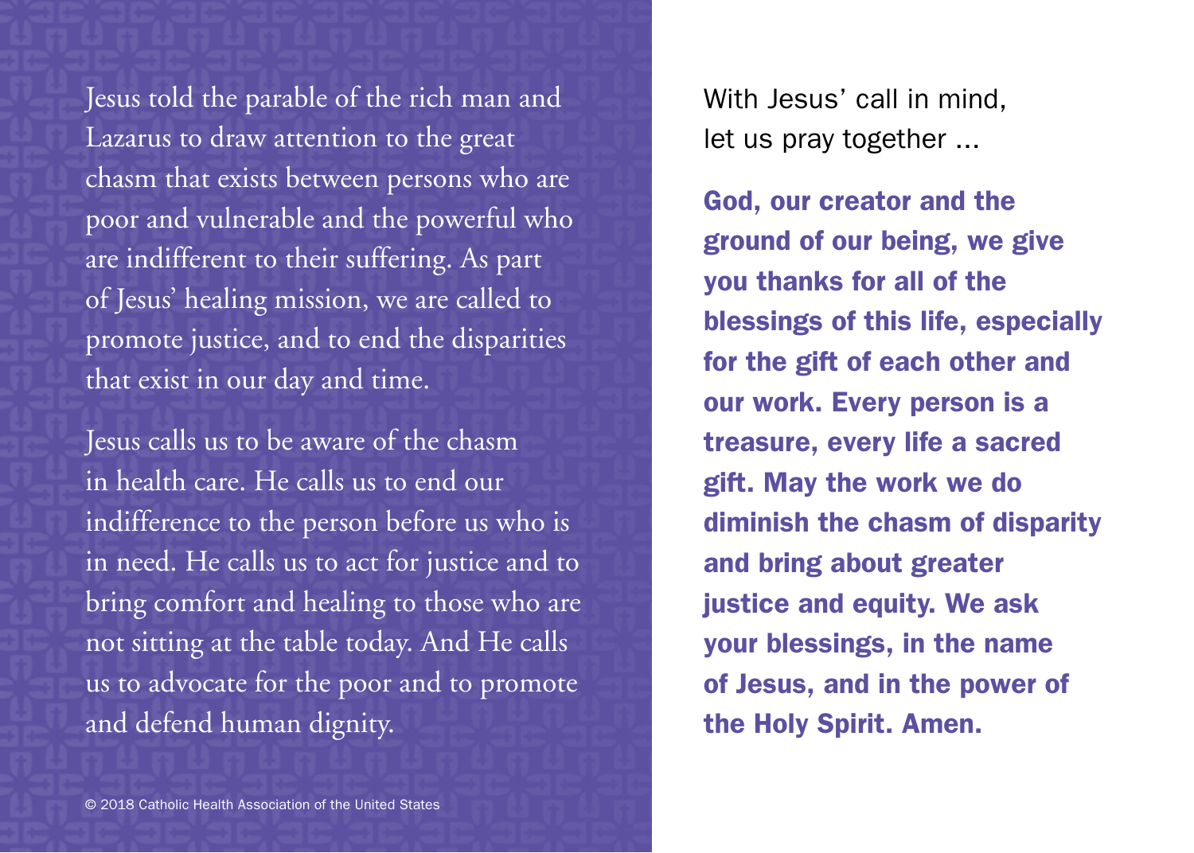Jesus told the parable of the rich man and Lazarus to draw attention to the great chasm that exists between persons who are poor and vulnerable and the powerful who are indifferent to their suffering. As part of Jesus' healing mission, we are called to promote justice, and to end the disparities that exist in our day and time.

Jesus calls us to be aware of the chasm in health care. He calls us to end our indifference to the person before us who is in need. He calls us to act for justice and to bring comfort and healing to those who are not sitting at the table today. And He calls us to advocate for the poor and to promote and defend human dignity.

© 2018 Catholic Health Association of the United States

With Jesus' call in mind, let us pray together ...

**God, our creator and the ground of our being, we give you thanks for all of the blessings of this life, especially for the gift of each other and our work. Every person is a treasure, every life a sacred gift. May the work we do diminish the chasm of disparity and bring about greater justice and equity. We ask your blessings, in the name of Jesus, and in the power of the Holy Spirit. Amen.**